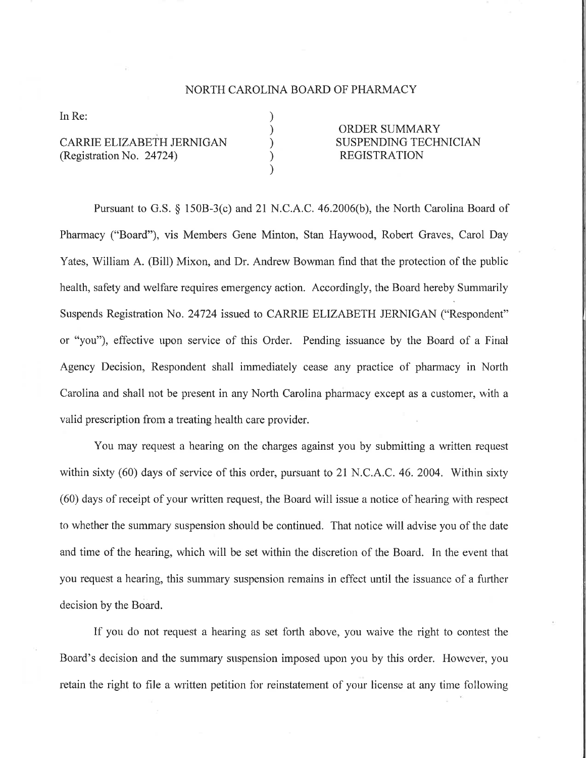# NORTH CAROLINA BOARD OF PHARMACY

| | | |
|---|---|---|
| In Re: | ) | |
| | ) | ORDER SUMMARY |
| CARRIE ELIZABETH JERNIGAN | ) | SUSPENDING TECHNICIAN |
| (Registration No. 24724) | ) | REGISTRATION |
| | ) | |

Pursuant to G.S. § 150B-3(c) and 21 N.C.A.C. 46.2006(b), the North Carolina Board of Pharmacy ("Board"), vis Members Gene Minton, Stan Haywood, Robert Graves, Carol Day Yates, William A. (Bill) Mixon, and Dr. Andrew Bowman find that the protection of the public health, safety and welfare requires emergency action. Accordingly, the Board hereby Summarily Suspends Registration No. 24724 issued to CARRIE ELIZABETH JERNIGAN ("Respondent" or "you"), effective upon service of this Order. Pending issuance by the Board of a Final Agency Decision, Respondent shall immediately cease any practice of pharmacy in North Carolina and shall not be present in any North Carolina pharmacy except as a customer, with a valid prescription from a treating health care provider.

You may request a hearing on the charges against you by submitting a written request within sixty (60) days of service of this order, pursuant to 21 N.C.A.C. 46. 2004. Within sixty (60) days of receipt of your written request, the Board will issue a notice of hearing with respect to whether the summary suspension should be continued. That notice will advise you of the date and time of the hearing, which will be set within the discretion of the Board. In the event that you request a hearing, this summary suspension remains in effect until the issuance of a further decision by the Board.

If you do not request a hearing as set forth above, you waive the right to contest the Board's decision and the summary suspension imposed upon you by this order. However, you retain the right to file a written petition for reinstatement of your license at any time following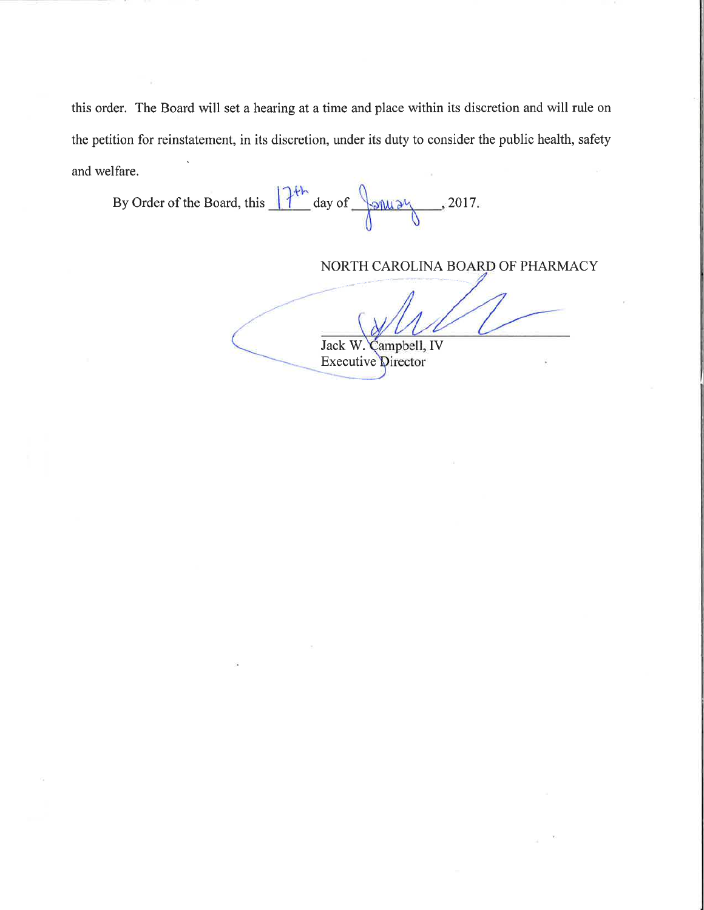this order. The Board will set a hearing at a time and place within its discretion and will rule on the petition for reinstatement, in its discretion, under its duty to consider the public health, safety and welfare.

By Order of the Board, this 17th day of January, 2017.

NORTH CAROLINA BOARD OF PHARMACY

Jack W. Campbell, IV
Executive Director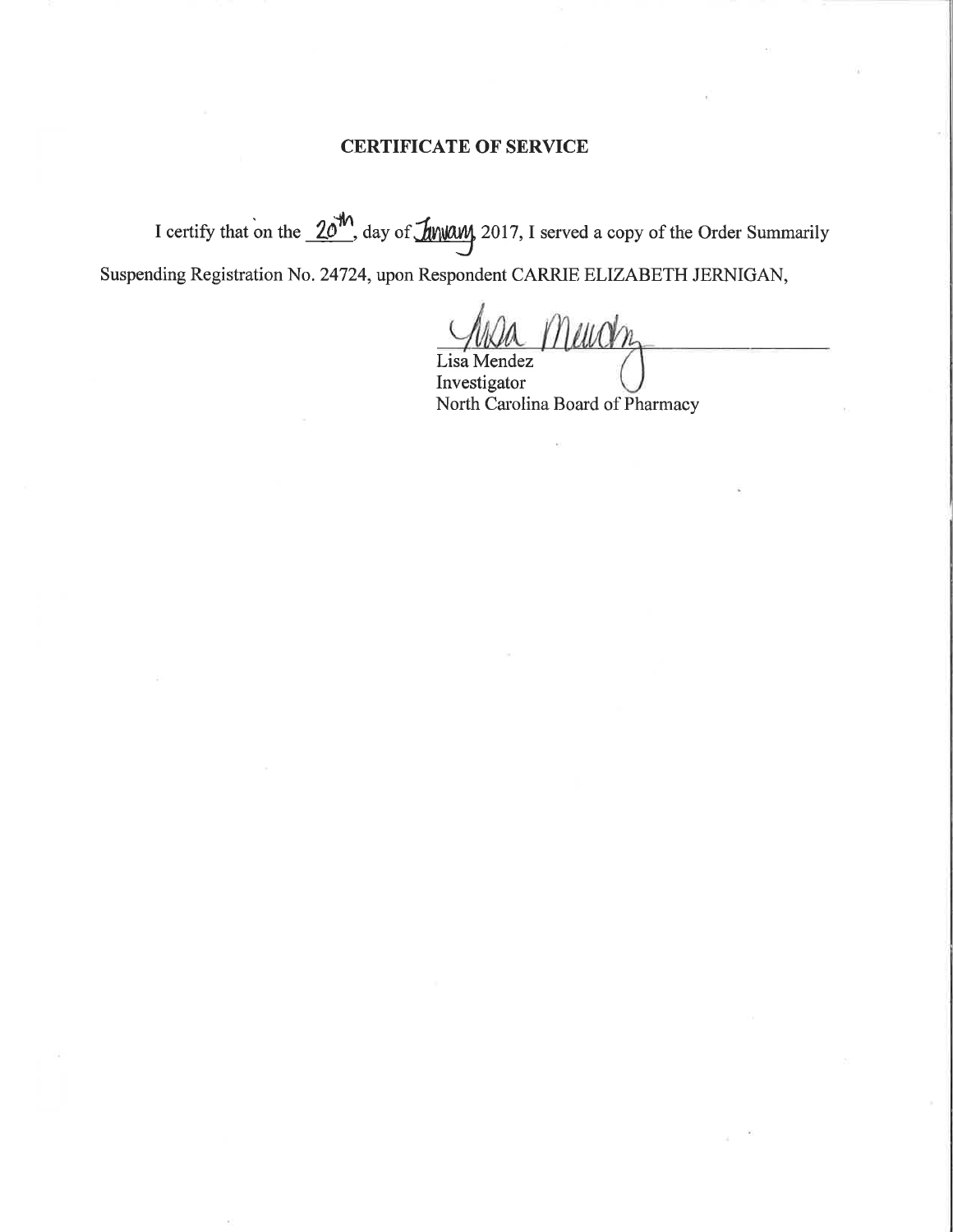**CERTIFICATE OF SERVICE**

I certify that on the 20th, day of January, 2017, I served a copy of the Order Summarily Suspending Registration No. 24724, upon Respondent CARRIE ELIZABETH JERNIGAN,

Lisa Mendez
Investigator
North Carolina Board of Pharmacy